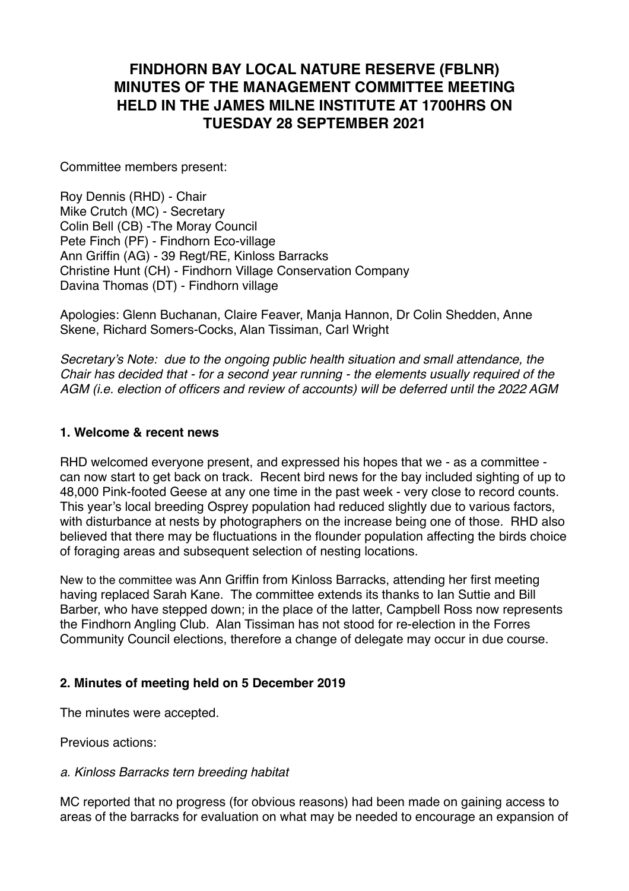# FINDHORN BAY LOCAL NATURE RESERVE (FBLNR) MINUTES OF THE MANAGEMENT COMMITTEE MEETING HELD IN THE JAMES MILNE INSTITUTE AT 1700HRS ON TUESDAY 28 SEPTEMBER 2021

Committee members present:

Roy Dennis (RHD) - Chair
Mike Crutch (MC) - Secretary
Colin Bell (CB) -The Moray Council
Pete Finch (PF) - Findhorn Eco-village
Ann Griffin (AG) - 39 Regt/RE, Kinloss Barracks
Christine Hunt (CH) - Findhorn Village Conservation Company
Davina Thomas (DT) - Findhorn village

Apologies: Glenn Buchanan, Claire Feaver, Manja Hannon, Dr Colin Shedden, Anne Skene, Richard Somers-Cocks, Alan Tissiman, Carl Wright

*Secretary's Note: due to the ongoing public health situation and small attendance, the Chair has decided that - for a second year running - the elements usually required of the AGM (i.e. election of officers and review of accounts) will be deferred until the 2022 AGM*

### 1. Welcome & recent news

RHD welcomed everyone present, and expressed his hopes that we - as a committee - can now start to get back on track. Recent bird news for the bay included sighting of up to 48,000 Pink-footed Geese at any one time in the past week - very close to record counts. This year's local breeding Osprey population had reduced slightly due to various factors, with disturbance at nests by photographers on the increase being one of those. RHD also believed that there may be fluctuations in the flounder population affecting the birds choice of foraging areas and subsequent selection of nesting locations.

New to the committee was Ann Griffin from Kinloss Barracks, attending her first meeting having replaced Sarah Kane. The committee extends its thanks to Ian Suttie and Bill Barber, who have stepped down; in the place of the latter, Campbell Ross now represents the Findhorn Angling Club. Alan Tissiman has not stood for re-election in the Forres Community Council elections, therefore a change of delegate may occur in due course.

### 2. Minutes of meeting held on 5 December 2019

The minutes were accepted.

Previous actions:

*a. Kinloss Barracks tern breeding habitat*

MC reported that no progress (for obvious reasons) had been made on gaining access to areas of the barracks for evaluation on what may be needed to encourage an expansion of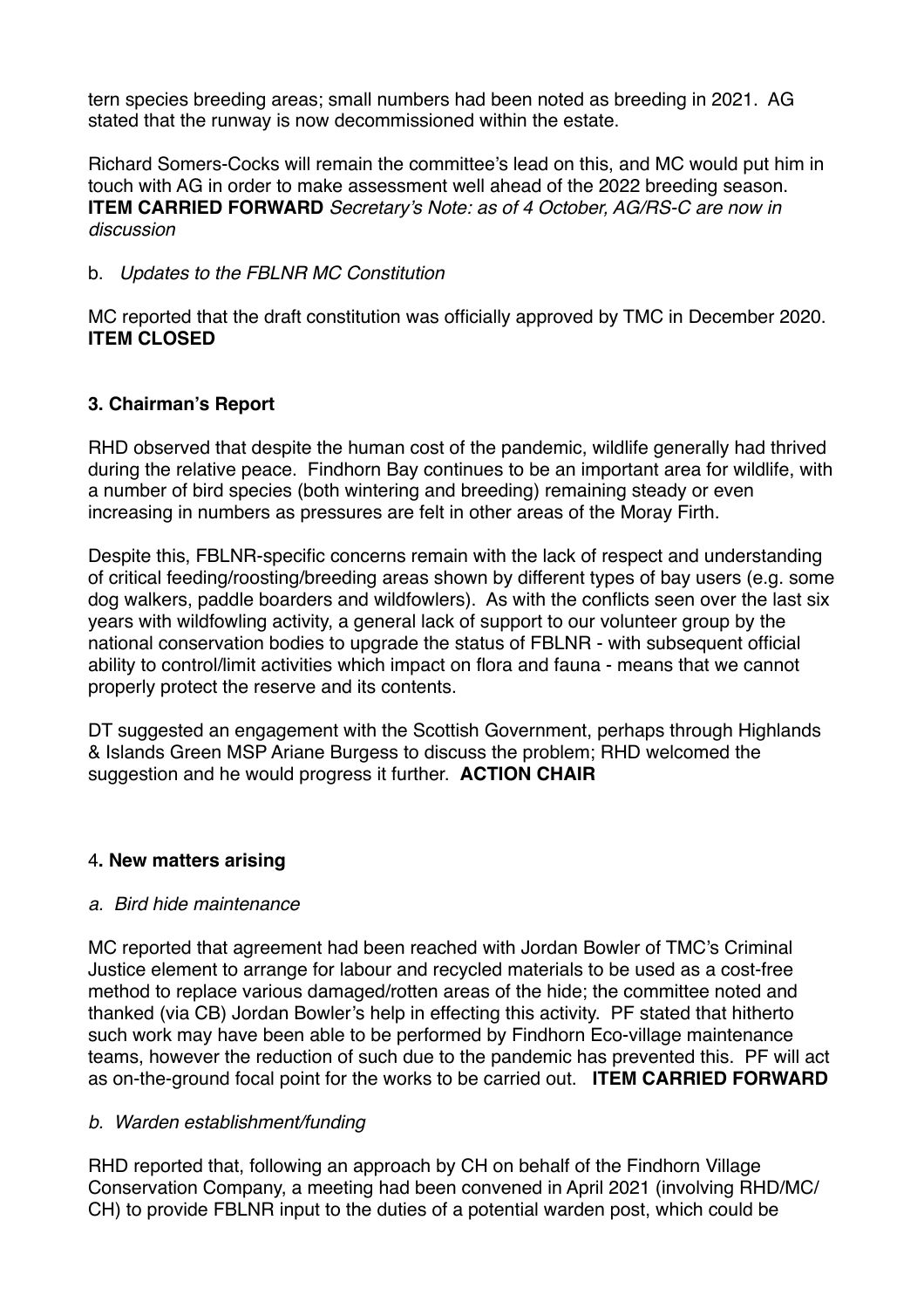tern species breeding areas; small numbers had been noted as breeding in 2021. AG stated that the runway is now decommissioned within the estate.

Richard Somers-Cocks will remain the committee's lead on this, and MC would put him in touch with AG in order to make assessment well ahead of the 2022 breeding season. **ITEM CARRIED FORWARD** *Secretary's Note: as of 4 October, AG/RS-C are now in discussion*

b. *Updates to the FBLNR MC Constitution*

MC reported that the draft constitution was officially approved by TMC in December 2020. **ITEM CLOSED**

### 3. Chairman's Report

RHD observed that despite the human cost of the pandemic, wildlife generally had thrived during the relative peace. Findhorn Bay continues to be an important area for wildlife, with a number of bird species (both wintering and breeding) remaining steady or even increasing in numbers as pressures are felt in other areas of the Moray Firth.

Despite this, FBLNR-specific concerns remain with the lack of respect and understanding of critical feeding/roosting/breeding areas shown by different types of bay users (e.g. some dog walkers, paddle boarders and wildfowlers). As with the conflicts seen over the last six years with wildfowling activity, a general lack of support to our volunteer group by the national conservation bodies to upgrade the status of FBLNR - with subsequent official ability to control/limit activities which impact on flora and fauna - means that we cannot properly protect the reserve and its contents.

DT suggested an engagement with the Scottish Government, perhaps through Highlands & Islands Green MSP Ariane Burgess to discuss the problem; RHD welcomed the suggestion and he would progress it further. **ACTION CHAIR**

### 4. New matters arising

*a. Bird hide maintenance*

MC reported that agreement had been reached with Jordan Bowler of TMC's Criminal Justice element to arrange for labour and recycled materials to be used as a cost-free method to replace various damaged/rotten areas of the hide; the committee noted and thanked (via CB) Jordan Bowler's help in effecting this activity. PF stated that hitherto such work may have been able to be performed by Findhorn Eco-village maintenance teams, however the reduction of such due to the pandemic has prevented this. PF will act as on-the-ground focal point for the works to be carried out. **ITEM CARRIED FORWARD**

*b. Warden establishment/funding*

RHD reported that, following an approach by CH on behalf of the Findhorn Village Conservation Company, a meeting had been convened in April 2021 (involving RHD/MC/CH) to provide FBLNR input to the duties of a potential warden post, which could be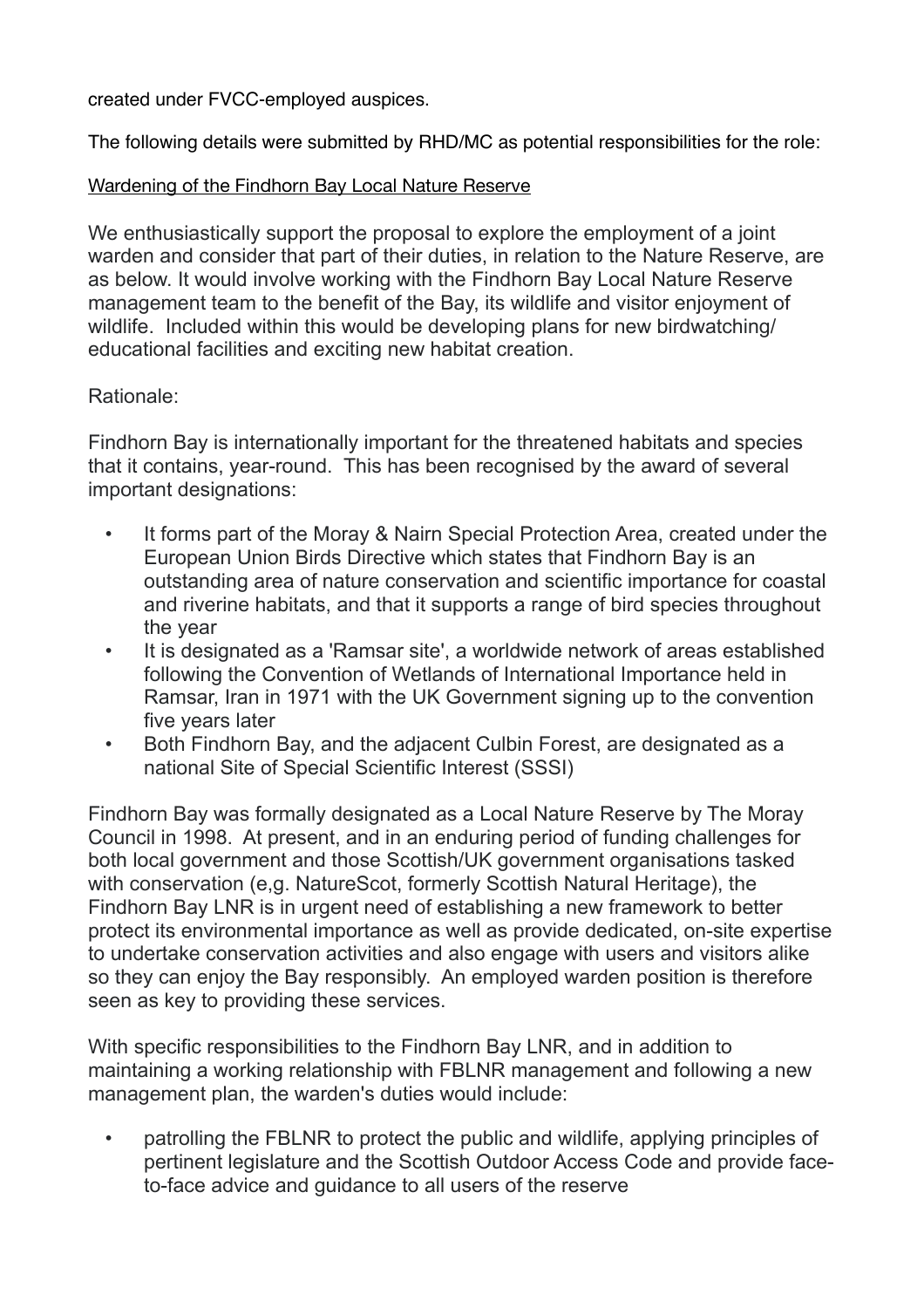created under FVCC-employed auspices.

The following details were submitted by RHD/MC as potential responsibilities for the role:

<u>Wardening of the Findhorn Bay Local Nature Reserve</u>

We enthusiastically support the proposal to explore the employment of a joint warden and consider that part of their duties, in relation to the Nature Reserve, are as below. It would involve working with the Findhorn Bay Local Nature Reserve management team to the benefit of the Bay, its wildlife and visitor enjoyment of wildlife. Included within this would be developing plans for new birdwatching/educational facilities and exciting new habitat creation.

Rationale:

Findhorn Bay is internationally important for the threatened habitats and species that it contains, year-round. This has been recognised by the award of several important designations:

- It forms part of the Moray & Nairn Special Protection Area, created under the European Union Birds Directive which states that Findhorn Bay is an outstanding area of nature conservation and scientific importance for coastal and riverine habitats, and that it supports a range of bird species throughout the year
- It is designated as a 'Ramsar site', a worldwide network of areas established following the Convention of Wetlands of International Importance held in Ramsar, Iran in 1971 with the UK Government signing up to the convention five years later
- Both Findhorn Bay, and the adjacent Culbin Forest, are designated as a national Site of Special Scientific Interest (SSSI)

Findhorn Bay was formally designated as a Local Nature Reserve by The Moray Council in 1998. At present, and in an enduring period of funding challenges for both local government and those Scottish/UK government organisations tasked with conservation (e,g. NatureScot, formerly Scottish Natural Heritage), the Findhorn Bay LNR is in urgent need of establishing a new framework to better protect its environmental importance as well as provide dedicated, on-site expertise to undertake conservation activities and also engage with users and visitors alike so they can enjoy the Bay responsibly. An employed warden position is therefore seen as key to providing these services.

With specific responsibilities to the Findhorn Bay LNR, and in addition to maintaining a working relationship with FBLNR management and following a new management plan, the warden's duties would include:

- patrolling the FBLNR to protect the public and wildlife, applying principles of pertinent legislature and the Scottish Outdoor Access Code and provide face-to-face advice and guidance to all users of the reserve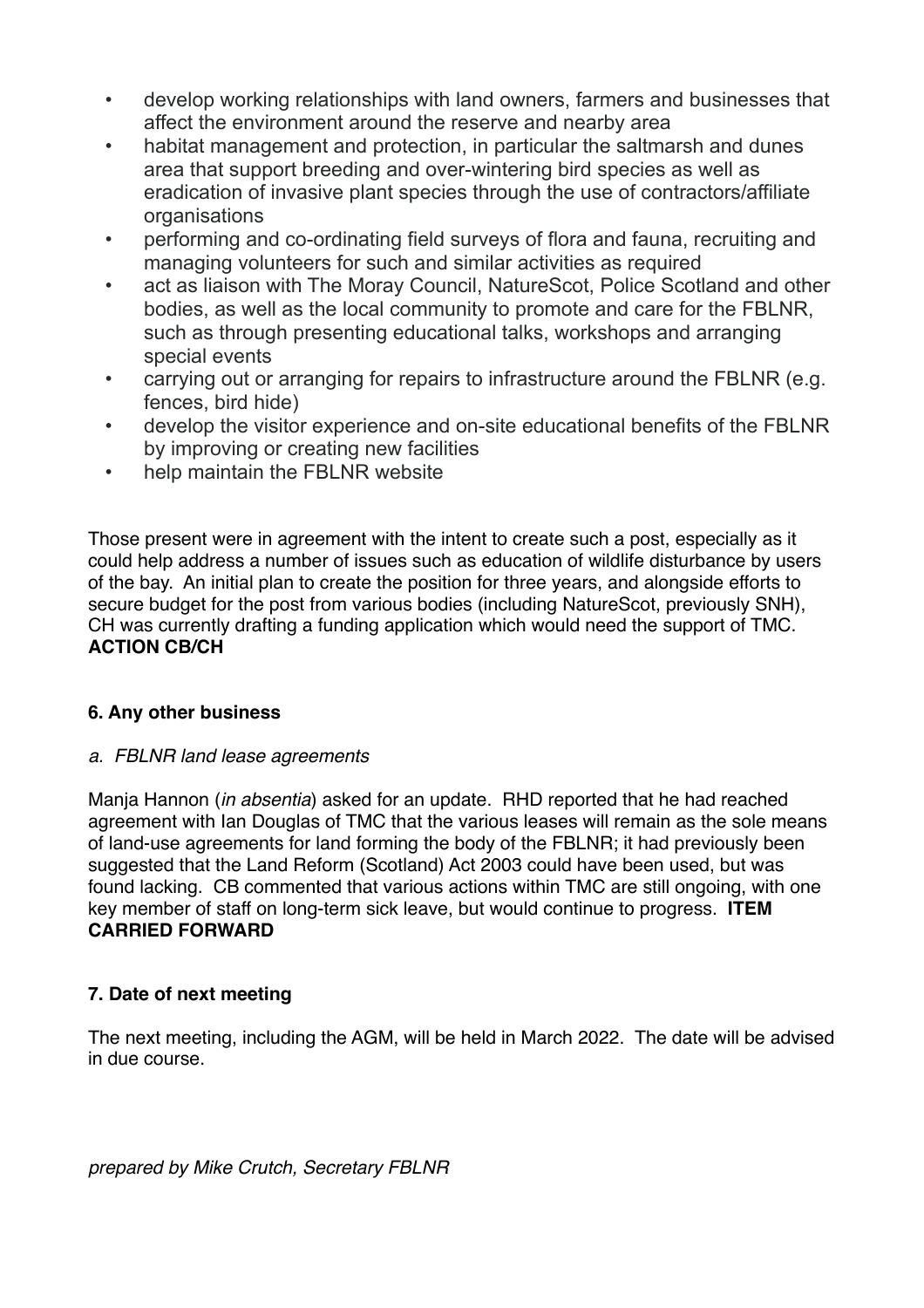- develop working relationships with land owners, farmers and businesses that affect the environment around the reserve and nearby area
- habitat management and protection, in particular the saltmarsh and dunes area that support breeding and over-wintering bird species as well as eradication of invasive plant species through the use of contractors/affiliate organisations
- performing and co-ordinating field surveys of flora and fauna, recruiting and managing volunteers for such and similar activities as required
- act as liaison with The Moray Council, NatureScot, Police Scotland and other bodies, as well as the local community to promote and care for the FBLNR, such as through presenting educational talks, workshops and arranging special events
- carrying out or arranging for repairs to infrastructure around the FBLNR (e.g. fences, bird hide)
- develop the visitor experience and on-site educational benefits of the FBLNR by improving or creating new facilities
- help maintain the FBLNR website

Those present were in agreement with the intent to create such a post, especially as it could help address a number of issues such as education of wildlife disturbance by users of the bay. An initial plan to create the position for three years, and alongside efforts to secure budget for the post from various bodies (including NatureScot, previously SNH), CH was currently drafting a funding application which would need the support of TMC. **ACTION CB/CH**

**6. Any other business**

*a. FBLNR land lease agreements*

Manja Hannon (*in absentia*) asked for an update. RHD reported that he had reached agreement with Ian Douglas of TMC that the various leases will remain as the sole means of land-use agreements for land forming the body of the FBLNR; it had previously been suggested that the Land Reform (Scotland) Act 2003 could have been used, but was found lacking. CB commented that various actions within TMC are still ongoing, with one key member of staff on long-term sick leave, but would continue to progress. **ITEM CARRIED FORWARD**

**7. Date of next meeting**

The next meeting, including the AGM, will be held in March 2022. The date will be advised in due course.

*prepared by Mike Crutch, Secretary FBLNR*